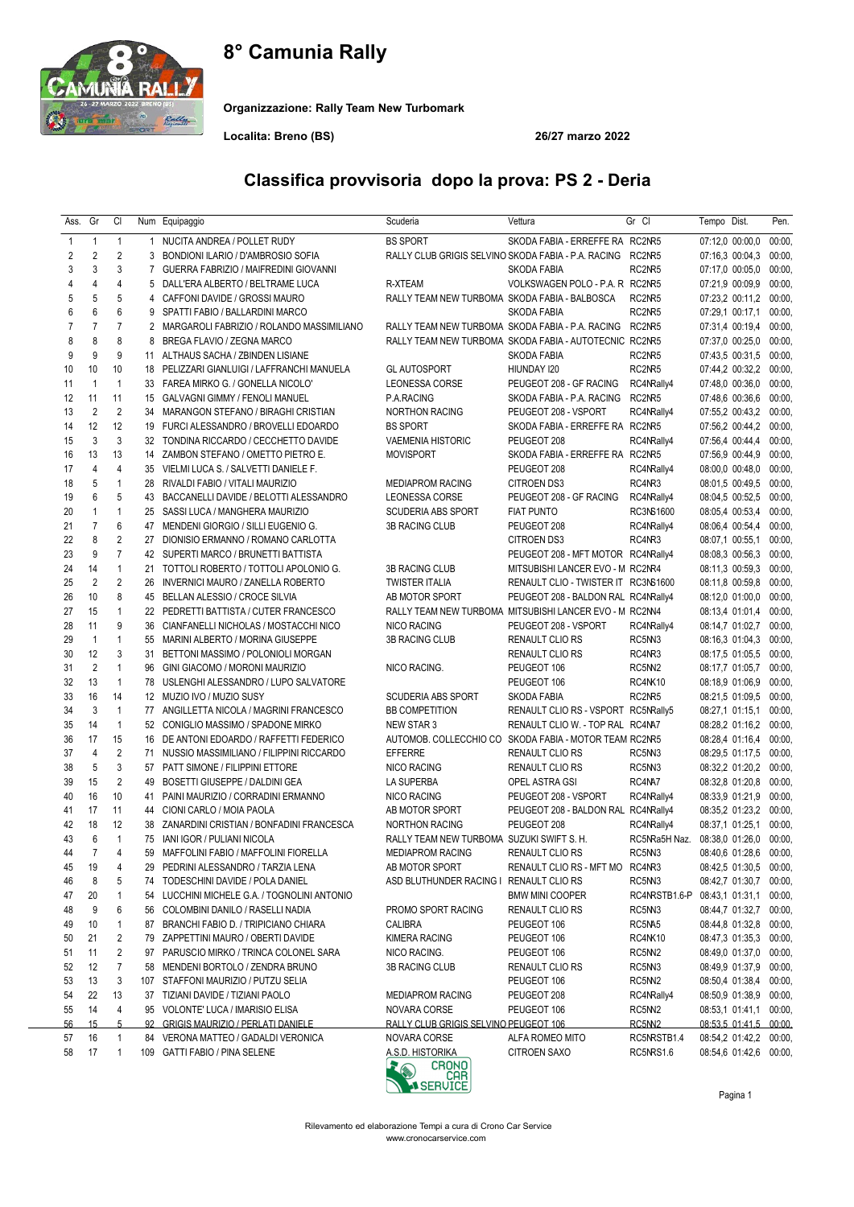# 8° Camunia Rally

**Organizzazione: Rally Team New Turbomark**

**Localita: Breno (BS)** **26/27 marzo 2022**

## Classifica provvisoria dopo la prova: PS 2 - Deria

| Ass. | Gr | Cl | Num | Equipaggio | Scuderia | Vettura | Gr Cl | Tempo | Dist. | Pen. |
|---|---|---|---|---|---|---|---|---|---|---|
| 1 | 1 | 1 | 1 | NUCITA ANDREA / POLLET RUDY | BS SPORT | SKODA FABIA - ERREFFE RA | RC2NR5 | 07:12,0 | 00:00,0 | 00:00, |
| 2 | 2 | 2 | 3 | BONDIONI ILARIO / D'AMBROSIO SOFIA | RALLY CLUB GRIGIS SELVINO | SKODA FABIA - P.A. RACING | RC2NR5 | 07:16,3 | 00:04,3 | 00:00, |
| 3 | 3 | 3 | 7 | GUERRA FABRIZIO / MAIFREDINI GIOVANNI | | SKODA FABIA | RC2NR5 | 07:17,0 | 00:05,0 | 00:00, |
| 4 | 4 | 4 | 5 | DALL'ERA ALBERTO / BELTRAME LUCA | R-XTEAM | VOLKSWAGEN POLO - P.A. R | RC2NR5 | 07:21,9 | 00:09,9 | 00:00, |
| 5 | 5 | 5 | 4 | CAFFONI DAVIDE / GROSSI MAURO | RALLY TEAM NEW TURBOMA | SKODA FABIA - BALBOSCA | RC2NR5 | 07:23,2 | 00:11,2 | 00:00, |
| 6 | 6 | 6 | 9 | SPATTI FABIO / BALLARDINI MARCO | | SKODA FABIA | RC2NR5 | 07:29,1 | 00:17,1 | 00:00, |
| 7 | 7 | 7 | 2 | MARGAROLI FABRIZIO / ROLANDO MASSIMILIANO | RALLY TEAM NEW TURBOMA | SKODA FABIA - P.A. RACING | RC2NR5 | 07:31,4 | 00:19,4 | 00:00, |
| 8 | 8 | 8 | 8 | BREGA FLAVIO / ZEGNA MARCO | RALLY TEAM NEW TURBOMA | SKODA FABIA - AUTOTECNIC | RC2NR5 | 07:37,0 | 00:25,0 | 00:00, |
| 9 | 9 | 9 | 11 | ALTHAUS SACHA / ZBINDEN LISIANE | | SKODA FABIA | RC2NR5 | 07:43,5 | 00:31,5 | 00:00, |
| 10 | 10 | 10 | 18 | PELIZZARI GIANLUIGI / LAFFRANCHI MANUELA | GL AUTOSPORT | HIUNDAY I20 | RC2NR5 | 07:44,2 | 00:32,2 | 00:00, |
| 11 | 1 | 1 | 33 | FAREA MIRKO G. / GONELLA NICOLO' | LEONESSA CORSE | PEUGEOT 208 - GF RACING | RC4NRally4 | 07:48,0 | 00:36,0 | 00:00, |
| 12 | 11 | 11 | 15 | GALVAGNI GIMMY / FENOLI MANUEL | P.A.RACING | SKODA FABIA - P.A. RACING | RC2NR5 | 07:48,6 | 00:36,6 | 00:00, |
| 13 | 2 | 2 | 34 | MARANGON STEFANO / BIRAGHI CRISTIAN | NORTHON RACING | PEUGEOT 208 - VSPORT | RC4NRally4 | 07:55,2 | 00:43,2 | 00:00, |
| 14 | 12 | 12 | 19 | FURCI ALESSANDRO / BROVELLI EDOARDO | BS SPORT | SKODA FABIA - ERREFFE RA | RC2NR5 | 07:56,2 | 00:44,2 | 00:00, |
| 15 | 3 | 3 | 32 | TONDINA RICCARDO / CECCHETTO PIETRO E. | VAEMENIA HISTORIC | PEUGEOT 208 | RC4NRally4 | 07:56,4 | 00:44,4 | 00:00, |
| 16 | 13 | 13 | 14 | ZAMBON STEFANO / OMETTO PIETRO E. | MOVISPORT | SKODA FABIA - ERREFFE RA | RC2NR5 | 07:56,9 | 00:44,9 | 00:00, |
| 17 | 4 | 4 | 35 | VIELMI LUCA S. / SALVETTI DANIELE F. | | PEUGEOT 208 | RC4NRally4 | 08:00,0 | 00:48,0 | 00:00, |
| 18 | 5 | 1 | 28 | RIVALDI FABIO / VITALI MAURIZIO | MEDIAPROM RACING | CITROEN DS3 | RC4NR3 | 08:01,5 | 00:49,5 | 00:00, |
| 19 | 6 | 5 | 43 | BACCANELLI DAVIDE / BELOTTI ALESSANDRO | LEONESSA CORSE | PEUGEOT 208 - GF RACING | RC4NRally4 | 08:04,5 | 00:52,5 | 00:00, |
| 20 | 1 | 1 | 25 | SASSI LUCA / MANGHERA MAURIZIO | SCUDERIA ABS SPORT | FIAT PUNTO | RC3NS1600 | 08:05,4 | 00:53,4 | 00:00, |
| 21 | 7 | 6 | 47 | MENDENI GIORGIO / SILLI EUGENIO G. | 3B RACING CLUB | PEUGEOT 208 | RC4NRally4 | 08:06,4 | 00:54,4 | 00:00, |
| 22 | 8 | 2 | 27 | DIONISIO ERMANNO / ROMANO CARLOTTA | | CITROEN DS3 | RC4NR3 | 08:07,1 | 00:55,1 | 00:00, |
| 23 | 9 | 7 | 42 | SUPERTI MARCO / BRUNETTI BATTISTA | | PEUGEOT 208 - MFT MOTOR | RC4NRally4 | 08:08,3 | 00:56,3 | 00:00, |
| 24 | 14 | 1 | 21 | TOTTOLI ROBERTO / TOTTOLI APOLONIO G. | 3B RACING CLUB | MITSUBISHI LANCER EVO - M | RC2NR4 | 08:11,3 | 00:59,3 | 00:00, |
| 25 | 2 | 2 | 26 | INVERNICI MAURO / ZANELLA ROBERTO | TWISTER ITALIA | RENAULT CLIO - TWISTER IT | RC3NS1600 | 08:11,8 | 00:59,8 | 00:00, |
| 26 | 10 | 8 | 45 | BELLAN ALESSIO / CROCE SILVIA | AB MOTOR SPORT | PEUGEOT 208 - BALDON RAL | RC4NRally4 | 08:12,0 | 01:00,0 | 00:00, |
| 27 | 15 | 1 | 22 | PEDRETTI BATTISTA / CUTER FRANCESCO | RALLY TEAM NEW TURBOMA | MITSUBISHI LANCER EVO - M | RC2NN4 | 08:13,4 | 01:01,4 | 00:00, |
| 28 | 11 | 9 | 36 | CIANFANELLI NICHOLAS / MOSTACCHI NICO | NICO RACING | PEUGEOT 208 - VSPORT | RC4NRally4 | 08:14,7 | 01:02,7 | 00:00, |
| 29 | 1 | 1 | 55 | MARINI ALBERTO / MORINA GIUSEPPE | 3B RACING CLUB | RENAULT CLIO RS | RC5NN3 | 08:16,3 | 01:04,3 | 00:00, |
| 30 | 12 | 3 | 31 | BETTONI MASSIMO / POLONIOLI MORGAN | | RENAULT CLIO RS | RC4NR3 | 08:17,5 | 01:05,5 | 00:00, |
| 31 | 2 | 1 | 96 | GINI GIACOMO / MORONI MAURIZIO | NICO RACING. | PEUGEOT 106 | RC5NN2 | 08:17,7 | 01:05,7 | 00:00, |
| 32 | 13 | 1 | 78 | USLENGHI ALESSANDRO / LUPO SALVATORE | | PEUGEOT 106 | RC4NK10 | 08:18,9 | 01:06,9 | 00:00, |
| 33 | 16 | 14 | 12 | MUZIO IVO / MUZIO SUSY | SCUDERIA ABS SPORT | SKODA FABIA | RC2NR5 | 08:21,5 | 01:09,5 | 00:00, |
| 34 | 3 | 1 | 77 | ANGILLETTA NICOLA / MAGRINI FRANCESCO | BB COMPETITION | RENAULT CLIO RS - VSPORT | RC5NRally5 | 08:27,1 | 01:15,1 | 00:00, |
| 35 | 14 | 1 | 52 | CONIGLIO MASSIMO / SPADONE MIRKO | NEW STAR 3 | RENAULT CLIO W. - TOP RAL | RC4NA7 | 08:28,2 | 01:16,2 | 00:00, |
| 36 | 17 | 15 | 16 | DE ANTONI EDOARDO / RAFFETTI FEDERICO | AUTOMOB. COLLECCHIO CO | SKODA FABIA - MOTOR TEAM | RC2NR5 | 08:28,4 | 01:16,4 | 00:00, |
| 37 | 4 | 2 | 71 | NUSSIO MASSIMILIANO / FILIPPINI RICCARDO | EFFERRE | RENAULT CLIO RS | RC5NN3 | 08:29,5 | 01:17,5 | 00:00, |
| 38 | 5 | 3 | 57 | PATT SIMONE / FILIPPINI ETTORE | NICO RACING | RENAULT CLIO RS | RC5NN3 | 08:32,2 | 01:20,2 | 00:00, |
| 39 | 15 | 2 | 49 | BOSETTI GIUSEPPE / DALDINI GEA | LA SUPERBA | OPEL ASTRA GSI | RC4NA7 | 08:32,8 | 01:20,8 | 00:00, |
| 40 | 16 | 10 | 41 | PAINI MAURIZIO / CORRADINI ERMANNO | NICO RACING | PEUGEOT 208 - VSPORT | RC4NRally4 | 08:33,9 | 01:21,9 | 00:00, |
| 41 | 17 | 11 | 44 | CIONI CARLO / MOIA PAOLA | AB MOTOR SPORT | PEUGEOT 208 - BALDON RAL | RC4NRally4 | 08:35,2 | 01:23,2 | 00:00, |
| 42 | 18 | 12 | 38 | ZANARDINI CRISTIAN / BONFADINI FRANCESCA | NORTHON RACING | PEUGEOT 208 | RC4NRally4 | 08:37,1 | 01:25,1 | 00:00, |
| 43 | 6 | 1 | 75 | IANI IGOR / PULIANI NICOLA | RALLY TEAM NEW TURBOMA | SUZUKI SWIFT S. H. | RC5NRa5H Naz. | 08:38,0 | 01:26,0 | 00:00, |
| 44 | 7 | 4 | 59 | MAFFOLINI FABIO / MAFFOLINI FIORELLA | MEDIAPROM RACING | RENAULT CLIO RS | RC5NN3 | 08:40,6 | 01:28,6 | 00:00, |
| 45 | 19 | 4 | 29 | PEDRINI ALESSANDRO / TARZIA LENA | AB MOTOR SPORT | RENAULT CLIO RS - MFT MO | RC4NR3 | 08:42,5 | 01:30,5 | 00:00, |
| 46 | 8 | 5 | 74 | TODESCHINI DAVIDE / POLA DANIEL | ASD BLUTHUNDER RACING I | RENAULT CLIO RS | RC5NN3 | 08:42,7 | 01:30,7 | 00:00, |
| 47 | 20 | 1 | 54 | LUCCHINI MICHELE G.A. / TOGNOLINI ANTONIO | | BMW MINI COOPER | RC4NRSTB1.6-P | 08:43,1 | 01:31,1 | 00:00, |
| 48 | 9 | 6 | 56 | COLOMBINI DANILO / RASELLI NADIA | PROMO SPORT RACING | RENAULT CLIO RS | RC5NN3 | 08:44,7 | 01:32,7 | 00:00, |
| 49 | 10 | 1 | 87 | BRANCHI FABIO D. / TRIPICIANO CHIARA | CALIBRA | PEUGEOT 106 | RC5NA5 | 08:44,8 | 01:32,8 | 00:00, |
| 50 | 21 | 2 | 79 | ZAPPETTINI MAURO / OBERTI DAVIDE | KIMERA RACING | PEUGEOT 106 | RC4NK10 | 08:47,3 | 01:35,3 | 00:00, |
| 51 | 11 | 2 | 97 | PARUSCIO MIRKO / TRINCA COLONEL SARA | NICO RACING. | PEUGEOT 106 | RC5NN2 | 08:49,0 | 01:37,0 | 00:00, |
| 52 | 12 | 7 | 58 | MENDENI BORTOLO / ZENDRA BRUNO | 3B RACING CLUB | RENAULT CLIO RS | RC5NN3 | 08:49,9 | 01:37,9 | 00:00, |
| 53 | 13 | 3 | 107 | STAFFONI MAURIZIO / PUTZU SELIA | | PEUGEOT 106 | RC5NN2 | 08:50,4 | 01:38,4 | 00:00, |
| 54 | 22 | 13 | 37 | TIZIANI DAVIDE / TIZIANI PAOLO | MEDIAPROM RACING | PEUGEOT 208 | RC4NRally4 | 08:50,9 | 01:38,9 | 00:00, |
| 55 | 14 | 4 | 95 | VOLONTE' LUCA / IMARISIO ELISA | NOVARA CORSE | PEUGEOT 106 | RC5NN2 | 08:53,1 | 01:41,1 | 00:00, |
| 56 | 15 | 5 | 92 | GRIGIS MAURIZIO / PERLATI DANIELE | RALLY CLUB GRIGIS SELVINO | PEUGEOT 106 | RC5NN2 | 08:53,5 | 01:41,5 | 00:00, |
| 57 | 16 | 1 | 84 | VERONA MATTEO / GADALDI VERONICA | NOVARA CORSE | ALFA ROMEO MITO | RC5NRSTB1.4 | 08:54,2 | 01:42,2 | 00:00, |
| 58 | 17 | 1 | 109 | GATTI FABIO / PINA SELENE | A.S.D. HISTORIKA | CITROEN SAXO | RC5NRS1.6 | 08:54,6 | 01:42,6 | 00:00, |

Rilevamento ed elaborazione Tempi a cura di Crono Car Service
www.cronocarservice.com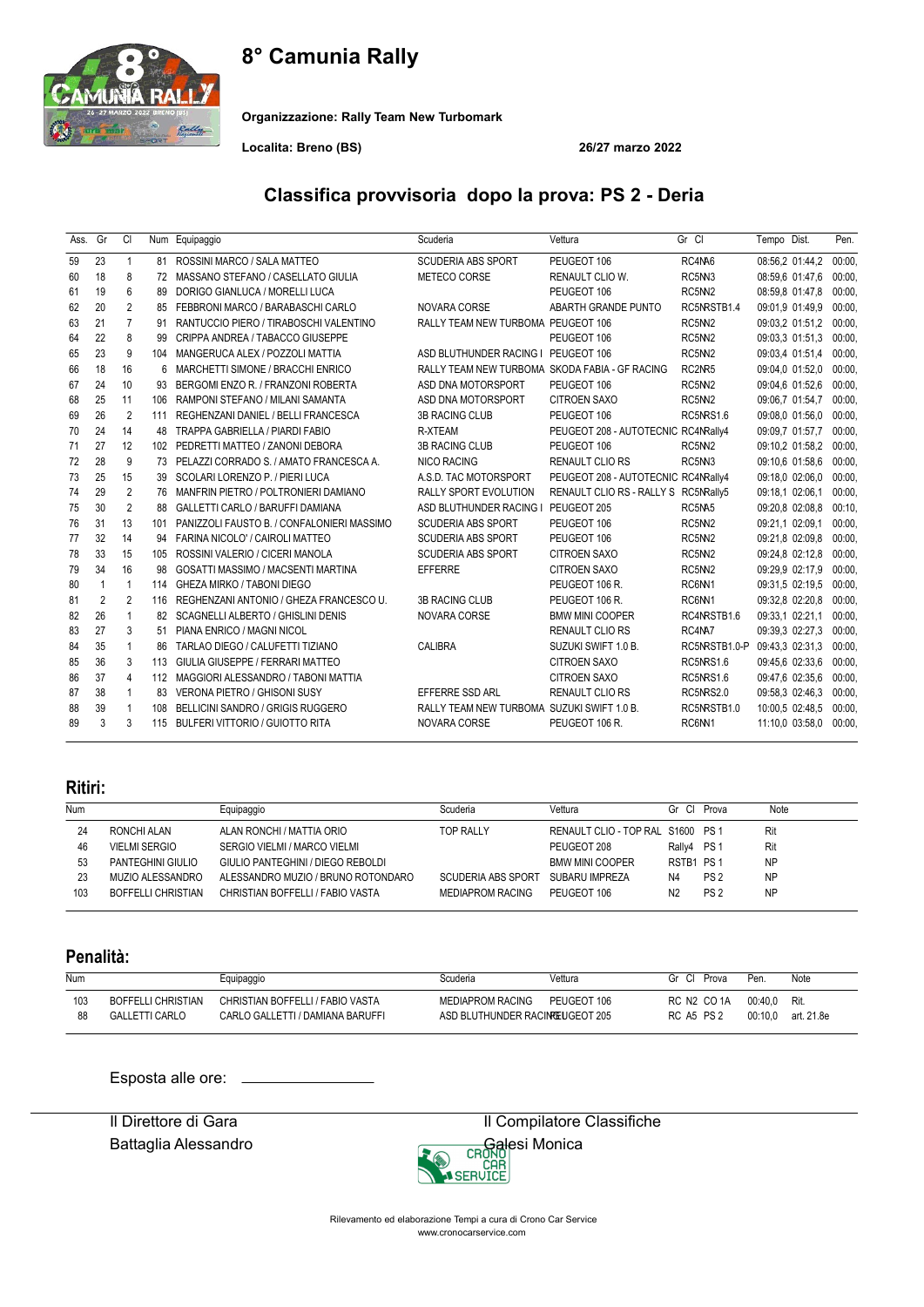# 8° Camunia Rally

**Organizzazione: Rally Team New Turbomark**

**Localita: Breno (BS)** **26/27 marzo 2022**

## Classifica provvisoria dopo la prova: PS 2 - Deria

| Ass. | Gr | Cl | Num | Equipaggio | Scuderia | Vettura | Gr Cl | Tempo | Dist. | Pen. |
|---|---|---|---|---|---|---|---|---|---|---|
| 59 | 23 | 1 | 81 | ROSSINI MARCO / SALA MATTEO | SCUDERIA ABS SPORT | PEUGEOT 106 | RC4NA6 | 08:56,2 | 01:44,2 | 00:00, |
| 60 | 18 | 8 | 72 | MASSANO STEFANO / CASELLATO GIULIA | METECO CORSE | RENAULT CLIO W. | RC5NN3 | 08:59,6 | 01:47,6 | 00:00, |
| 61 | 19 | 6 | 89 | DORIGO GIANLUCA / MORELLI LUCA | | PEUGEOT 106 | RC5NN2 | 08:59,8 | 01:47,8 | 00:00, |
| 62 | 20 | 2 | 85 | FEBBRONI MARCO / BARABASCHI CARLO | NOVARA CORSE | ABARTH GRANDE PUNTO | RC5NRSTB1.4 | 09:01,9 | 01:49,9 | 00:00, |
| 63 | 21 | 7 | 91 | RANTUCCIO PIERO / TIRABOSCHI VALENTINO | RALLY TEAM NEW TURBOMA | PEUGEOT 106 | RC5NN2 | 09:03,2 | 01:51,2 | 00:00, |
| 64 | 22 | 8 | 99 | CRIPPA ANDREA / TABACCO GIUSEPPE | | PEUGEOT 106 | RC5NN2 | 09:03,3 | 01:51,3 | 00:00, |
| 65 | 23 | 9 | 104 | MANGERUCA ALEX / POZZOLI MATTIA | ASD BLUTHUNDER RACING I | PEUGEOT 106 | RC5NN2 | 09:03,4 | 01:51,4 | 00:00, |
| 66 | 18 | 16 | 6 | MARCHETTI SIMONE / BRACCHI ENRICO | RALLY TEAM NEW TURBOMA | SKODA FABIA - GF RACING | RC2NR5 | 09:04,0 | 01:52,0 | 00:00, |
| 67 | 24 | 10 | 93 | BERGOMI ENZO R. / FRANZONI ROBERTA | ASD DNA MOTORSPORT | PEUGEOT 106 | RC5NN2 | 09:04,6 | 01:52,6 | 00:00, |
| 68 | 25 | 11 | 106 | RAMPONI STEFANO / MILANI SAMANTA | ASD DNA MOTORSPORT | CITROEN SAXO | RC5NN2 | 09:06,7 | 01:54,7 | 00:00, |
| 69 | 26 | 2 | 111 | REGHENZANI DANIEL / BELLI FRANCESCA | 3B RACING CLUB | PEUGEOT 106 | RC5NRS1.6 | 09:08,0 | 01:56,0 | 00:00, |
| 70 | 24 | 14 | 48 | TRAPPA GABRIELLA / PIARDI FABIO | R-XTEAM | PEUGEOT 208 - AUTOTECNIC | RC4NRally4 | 09:09,7 | 01:57,7 | 00:00, |
| 71 | 27 | 12 | 102 | PEDRETTI MATTEO / ZANONI DEBORA | 3B RACING CLUB | PEUGEOT 106 | RC5NN2 | 09:10,2 | 01:58,2 | 00:00, |
| 72 | 28 | 9 | 73 | PELAZZI CORRADO S. / AMATO FRANCESCA A. | NICO RACING | RENAULT CLIO RS | RC5NN3 | 09:10,6 | 01:58,6 | 00:00, |
| 73 | 25 | 15 | 39 | SCOLARI LORENZO P. / PIERI LUCA | A.S.D. TAC MOTORSPORT | PEUGEOT 208 - AUTOTECNIC | RC4NRally4 | 09:18,0 | 02:06,0 | 00:00, |
| 74 | 29 | 2 | 76 | MANFRIN PIETRO / POLTRONIERI DAMIANO | RALLY SPORT EVOLUTION | RENAULT CLIO RS - RALLY S | RC5NRally5 | 09:18,1 | 02:06,1 | 00:00, |
| 75 | 30 | 2 | 88 | GALLETTI CARLO / BARUFFI DAMIANA | ASD BLUTHUNDER RACING I | PEUGEOT 205 | RC5NA5 | 09:20,8 | 02:08,8 | 00:10, |
| 76 | 31 | 13 | 101 | PANIZZOLI FAUSTO B. / CONFALONIERI MASSIMO | SCUDERIA ABS SPORT | PEUGEOT 106 | RC5NN2 | 09:21,1 | 02:09,1 | 00:00, |
| 77 | 32 | 14 | 94 | FARINA NICOLO' / CAIROLI MATTEO | SCUDERIA ABS SPORT | PEUGEOT 106 | RC5NN2 | 09:21,8 | 02:09,8 | 00:00, |
| 78 | 33 | 15 | 105 | ROSSINI VALERIO / CICERI MANOLA | SCUDERIA ABS SPORT | CITROEN SAXO | RC5NN2 | 09:24,8 | 02:12,8 | 00:00, |
| 79 | 34 | 16 | 98 | GOSATTI MASSIMO / MACSENTI MARTINA | EFFERRE | CITROEN SAXO | RC5NN2 | 09:29,9 | 02:17,9 | 00:00, |
| 80 | 1 | 1 | 114 | GHEZA MIRKO / TABONI DIEGO | | PEUGEOT 106 R. | RC6NN1 | 09:31,5 | 02:19,5 | 00:00, |
| 81 | 2 | 2 | 116 | REGHENZANI ANTONIO / GHEZA FRANCESCO U. | 3B RACING CLUB | PEUGEOT 106 R. | RC6NN1 | 09:32,8 | 02:20,8 | 00:00, |
| 82 | 26 | 1 | 82 | SCAGNELLI ALBERTO / GHISLINI DENIS | NOVARA CORSE | BMW MINI COOPER | RC4NRSTB1.6 | 09:33,1 | 02:21,1 | 00:00, |
| 83 | 27 | 3 | 51 | PIANA ENRICO / MAGNI NICOL | | RENAULT CLIO RS | RC4NA7 | 09:39,3 | 02:27,3 | 00:00, |
| 84 | 35 | 1 | 86 | TARLAO DIEGO / CALUFETTI TIZIANO | CALIBRA | SUZUKI SWIFT 1.0 B. | RC5NRSTB1.0-P | 09:43,3 | 02:31,3 | 00:00, |
| 85 | 36 | 3 | 113 | GIULIA GIUSEPPE / FERRARI MATTEO | | CITROEN SAXO | RC5NRS1.6 | 09:45,6 | 02:33,6 | 00:00, |
| 86 | 37 | 4 | 112 | MAGGIORI ALESSANDRO / TABONI MATTIA | | CITROEN SAXO | RC5NRS1.6 | 09:47,6 | 02:35,6 | 00:00, |
| 87 | 38 | 1 | 83 | VERONA PIETRO / GHISONI SUSY | EFFERRE SSD ARL | RENAULT CLIO RS | RC5NRS2.0 | 09:58,3 | 02:46,3 | 00:00, |
| 88 | 39 | 1 | 108 | BELLICINI SANDRO / GRIGIS RUGGERO | RALLY TEAM NEW TURBOMA | SUZUKI SWIFT 1.0 B. | RC5NRSTB1.0 | 10:00,5 | 02:48,5 | 00:00, |
| 89 | 3 | 3 | 115 | BULFERI VITTORIO / GUIOTTO RITA | NOVARA CORSE | PEUGEOT 106 R. | RC6NN1 | 11:10,0 | 03:58,0 | 00:00, |

## Ritiri:

| Num | | Equipaggio | Scuderia | Vettura | Gr Cl | Prova | Note |
|---|---|---|---|---|---|---|---|
| 24 | RONCHI ALAN | ALAN RONCHI / MATTIA ORIO | TOP RALLY | RENAULT CLIO - TOP RAL | S1600 | PS 1 | Rit |
| 46 | VIELMI SERGIO | SERGIO VIELMI / MARCO VIELMI | | PEUGEOT 208 | Rally4 | PS 1 | Rit |
| 53 | PANTEGHINI GIULIO | GIULIO PANTEGHINI / DIEGO REBOLDI | | BMW MINI COOPER | RSTB1 | PS 1 | NP |
| 23 | MUZIO ALESSANDRO | ALESSANDRO MUZIO / BRUNO ROTONDARO | SCUDERIA ABS SPORT | SUBARU IMPREZA | N4 | PS 2 | NP |
| 103 | BOFFELLI CHRISTIAN | CHRISTIAN BOFFELLI / FABIO VASTA | MEDIAPROM RACING | PEUGEOT 106 | N2 | PS 2 | NP |

## Penalità:

| Num | | Equipaggio | Scuderia | Vettura | Gr Cl | Prova | Pen. | Note |
|---|---|---|---|---|---|---|---|---|
| 103 | BOFFELLI CHRISTIAN | CHRISTIAN BOFFELLI / FABIO VASTA | MEDIAPROM RACING | PEUGEOT 106 | RC N2 | CO 1A | 00:40,0 | Rit. |
| 88 | GALLETTI CARLO | CARLO GALLETTI / DAMIANA BARUFFI | ASD BLUTHUNDER RACING | PEUGEOT 205 | RC A5 | PS 2 | 00:10,0 | art. 21.8e |

Esposta alle ore: ______________

Il Direttore di Gara
Battaglia Alessandro

Il Compilatore Classifiche
Galesi Monica

Rilevamento ed elaborazione Tempi a cura di Crono Car Service
www.cronocarservice.com